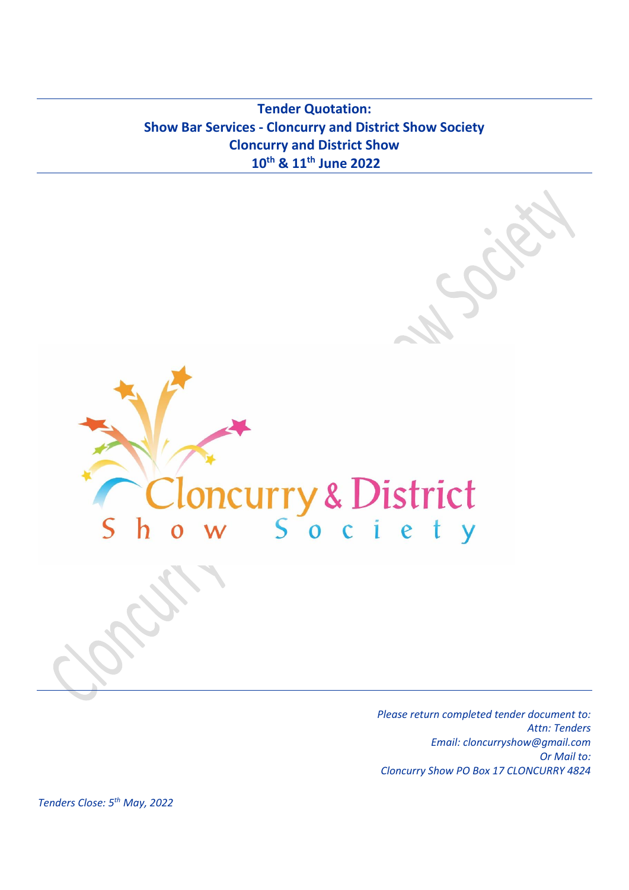# Tender Quotation:
## Show Bar Services - Cloncurry and District Show Society
## Cloncurry and District Show
## 10th & 11th June 2022

Cloncurry & District Show Society

*Please return completed tender document to:*
*Attn: Tenders*
*Email: cloncurryshow@gmail.com*
*Or Mail to:*
*Cloncurry Show PO Box 17 CLONCURRY 4824*

*Tenders Close: 5th May, 2022*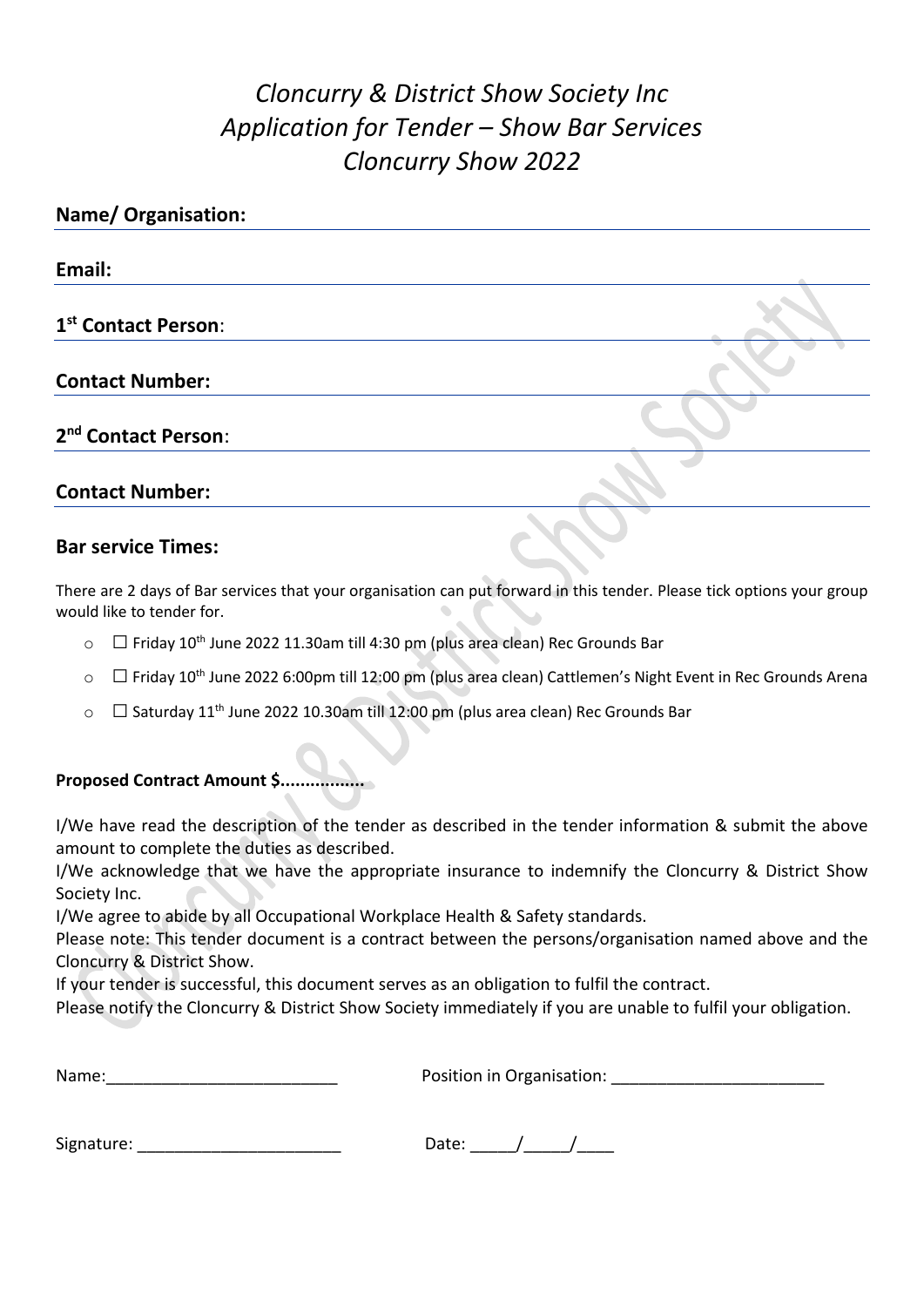# *Cloncurry & District Show Society Inc*
# *Application for Tender – Show Bar Services*
# *Cloncurry Show 2022*

**Name/ Organisation:**

**Email:**

**1st Contact Person**:

**Contact Number:**

**2nd Contact Person**:

**Contact Number:**

## Bar service Times:

There are 2 days of Bar services that your organisation can put forward in this tender. Please tick options your group would like to tender for.

- ☐ Friday 10th June 2022 11.30am till 4:30 pm (plus area clean) Rec Grounds Bar
- ☐ Friday 10th June 2022 6:00pm till 12:00 pm (plus area clean) Cattlemen's Night Event in Rec Grounds Arena
- ☐ Saturday 11th June 2022 10.30am till 12:00 pm (plus area clean) Rec Grounds Bar

**Proposed Contract Amount $................**

I/We have read the description of the tender as described in the tender information & submit the above amount to complete the duties as described.
I/We acknowledge that we have the appropriate insurance to indemnify the Cloncurry & District Show Society Inc.
I/We agree to abide by all Occupational Workplace Health & Safety standards.
Please note: This tender document is a contract between the persons/organisation named above and the Cloncurry & District Show.
If your tender is successful, this document serves as an obligation to fulfil the contract.
Please notify the Cloncurry & District Show Society immediately if you are unable to fulfil your obligation.

Name:_________________________ Position in Organisation: _______________________

Signature: ______________________ Date: _____/_____/____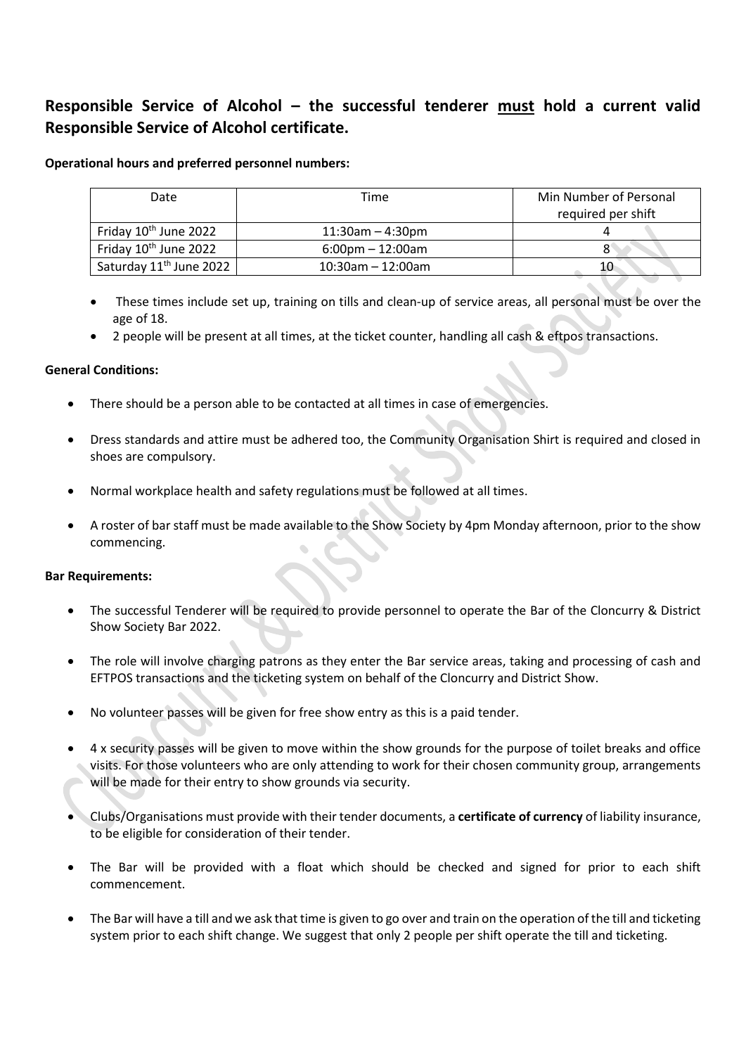## Responsible Service of Alcohol – the successful tenderer <u>must</u> hold a current valid Responsible Service of Alcohol certificate.

**Operational hours and preferred personnel numbers:**

| Date | Time | Min Number of Personal required per shift |
|---|---|---|
| Friday 10th June 2022 | 11:30am – 4:30pm | 4 |
| Friday 10th June 2022 | 6:00pm – 12:00am | 8 |
| Saturday 11th June 2022 | 10:30am – 12:00am | 10 |

- These times include set up, training on tills and clean-up of service areas, all personal must be over the age of 18.
- 2 people will be present at all times, at the ticket counter, handling all cash & eftpos transactions.

**General Conditions:**

- There should be a person able to be contacted at all times in case of emergencies.
- Dress standards and attire must be adhered too, the Community Organisation Shirt is required and closed in shoes are compulsory.
- Normal workplace health and safety regulations must be followed at all times.
- A roster of bar staff must be made available to the Show Society by 4pm Monday afternoon, prior to the show commencing.

**Bar Requirements:**

- The successful Tenderer will be required to provide personnel to operate the Bar of the Cloncurry & District Show Society Bar 2022.
- The role will involve charging patrons as they enter the Bar service areas, taking and processing of cash and EFTPOS transactions and the ticketing system on behalf of the Cloncurry and District Show.
- No volunteer passes will be given for free show entry as this is a paid tender.
- 4 x security passes will be given to move within the show grounds for the purpose of toilet breaks and office visits. For those volunteers who are only attending to work for their chosen community group, arrangements will be made for their entry to show grounds via security.
- Clubs/Organisations must provide with their tender documents, a **certificate of currency** of liability insurance, to be eligible for consideration of their tender.
- The Bar will be provided with a float which should be checked and signed for prior to each shift commencement.
- The Bar will have a till and we ask that time is given to go over and train on the operation of the till and ticketing system prior to each shift change. We suggest that only 2 people per shift operate the till and ticketing.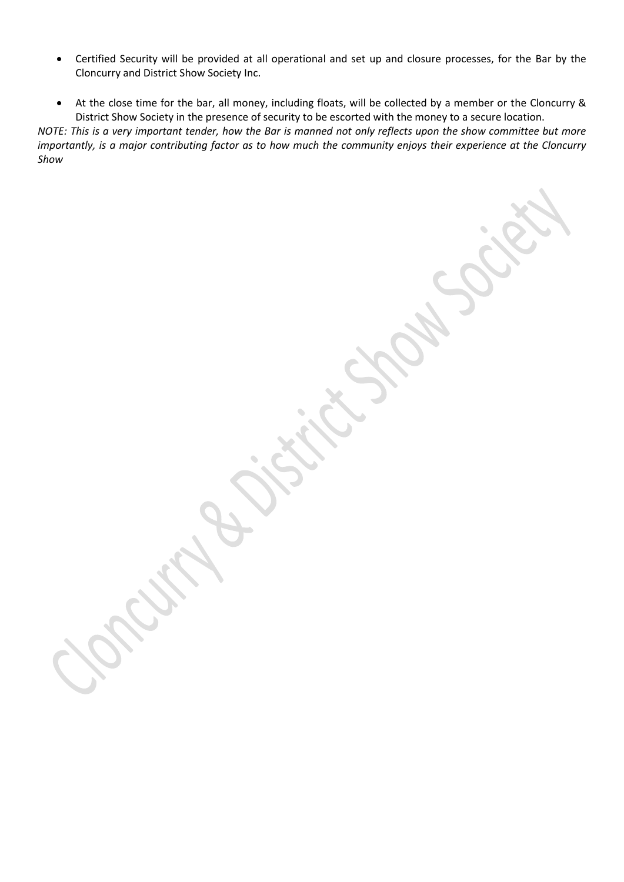- Certified Security will be provided at all operational and set up and closure processes, for the Bar by the Cloncurry and District Show Society Inc.
- At the close time for the bar, all money, including floats, will be collected by a member or the Cloncurry & District Show Society in the presence of security to be escorted with the money to a secure location.

*NOTE: This is a very important tender, how the Bar is manned not only reflects upon the show committee but more importantly, is a major contributing factor as to how much the community enjoys their experience at the Cloncurry Show*